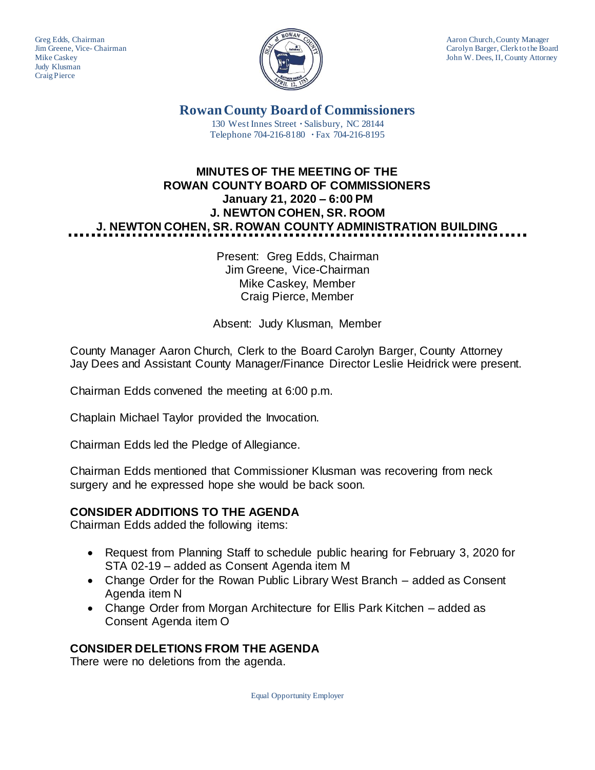Greg Edds, Chairman
Jim Greene, Vice-Chairman
Mike Caskey
Judy Klusman
Craig Pierce

Aaron Church, County Manager
Carolyn Barger, Clerk to the Board
John W. Dees, II, County Attorney

# Rowan County Board of Commissioners

130 West Innes Street · Salisbury, NC 28144
Telephone 704-216-8180 · Fax 704-216-8195

## MINUTES OF THE MEETING OF THE ROWAN COUNTY BOARD OF COMMISSIONERS
## January 21, 2020 – 6:00 PM
## J. NEWTON COHEN, SR. ROOM
## J. NEWTON COHEN, SR. ROWAN COUNTY ADMINISTRATION BUILDING

Present: Greg Edds, Chairman
Jim Greene, Vice-Chairman
Mike Caskey, Member
Craig Pierce, Member

Absent: Judy Klusman, Member

County Manager Aaron Church, Clerk to the Board Carolyn Barger, County Attorney Jay Dees and Assistant County Manager/Finance Director Leslie Heidrick were present.

Chairman Edds convened the meeting at 6:00 p.m.

Chaplain Michael Taylor provided the Invocation.

Chairman Edds led the Pledge of Allegiance.

Chairman Edds mentioned that Commissioner Klusman was recovering from neck surgery and he expressed hope she would be back soon.

**CONSIDER ADDITIONS TO THE AGENDA**
Chairman Edds added the following items:

- Request from Planning Staff to schedule public hearing for February 3, 2020 for STA 02-19 – added as Consent Agenda item M
- Change Order for the Rowan Public Library West Branch – added as Consent Agenda item N
- Change Order from Morgan Architecture for Ellis Park Kitchen – added as Consent Agenda item O

**CONSIDER DELETIONS FROM THE AGENDA**
There were no deletions from the agenda.

Equal Opportunity Employer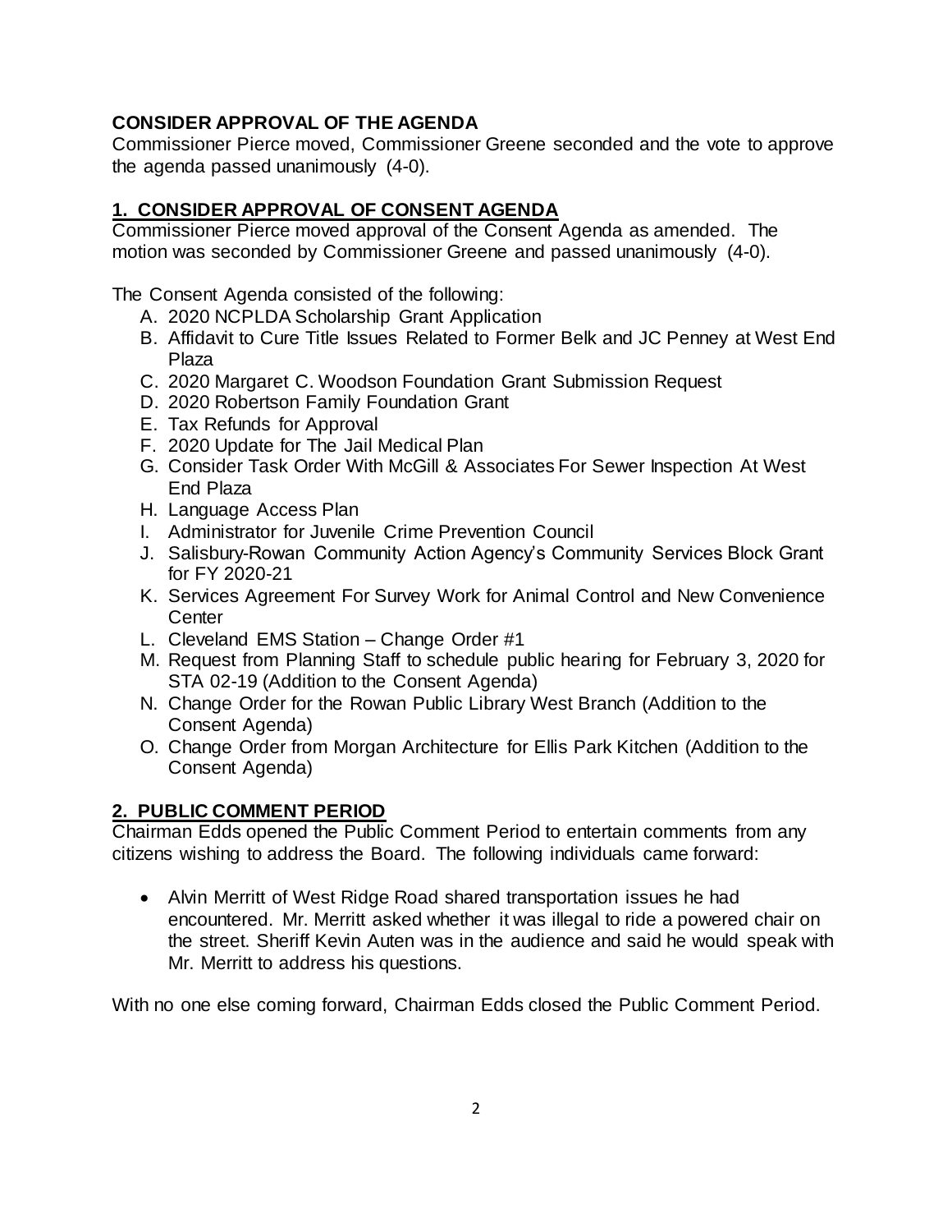**CONSIDER APPROVAL OF THE AGENDA**

Commissioner Pierce moved, Commissioner Greene seconded and the vote to approve the agenda passed unanimously (4-0).

## 1. CONSIDER APPROVAL OF CONSENT AGENDA

Commissioner Pierce moved approval of the Consent Agenda as amended. The motion was seconded by Commissioner Greene and passed unanimously (4-0).

The Consent Agenda consisted of the following:

A. 2020 NCPLDA Scholarship Grant Application
B. Affidavit to Cure Title Issues Related to Former Belk and JC Penney at West End Plaza
C. 2020 Margaret C. Woodson Foundation Grant Submission Request
D. 2020 Robertson Family Foundation Grant
E. Tax Refunds for Approval
F. 2020 Update for The Jail Medical Plan
G. Consider Task Order With McGill & Associates For Sewer Inspection At West End Plaza
H. Language Access Plan
I. Administrator for Juvenile Crime Prevention Council
J. Salisbury-Rowan Community Action Agency's Community Services Block Grant for FY 2020-21
K. Services Agreement For Survey Work for Animal Control and New Convenience Center
L. Cleveland EMS Station – Change Order #1
M. Request from Planning Staff to schedule public hearing for February 3, 2020 for STA 02-19 (Addition to the Consent Agenda)
N. Change Order for the Rowan Public Library West Branch (Addition to the Consent Agenda)
O. Change Order from Morgan Architecture for Ellis Park Kitchen (Addition to the Consent Agenda)

## 2. PUBLIC COMMENT PERIOD

Chairman Edds opened the Public Comment Period to entertain comments from any citizens wishing to address the Board. The following individuals came forward:

- Alvin Merritt of West Ridge Road shared transportation issues he had encountered. Mr. Merritt asked whether it was illegal to ride a powered chair on the street. Sheriff Kevin Auten was in the audience and said he would speak with Mr. Merritt to address his questions.

With no one else coming forward, Chairman Edds closed the Public Comment Period.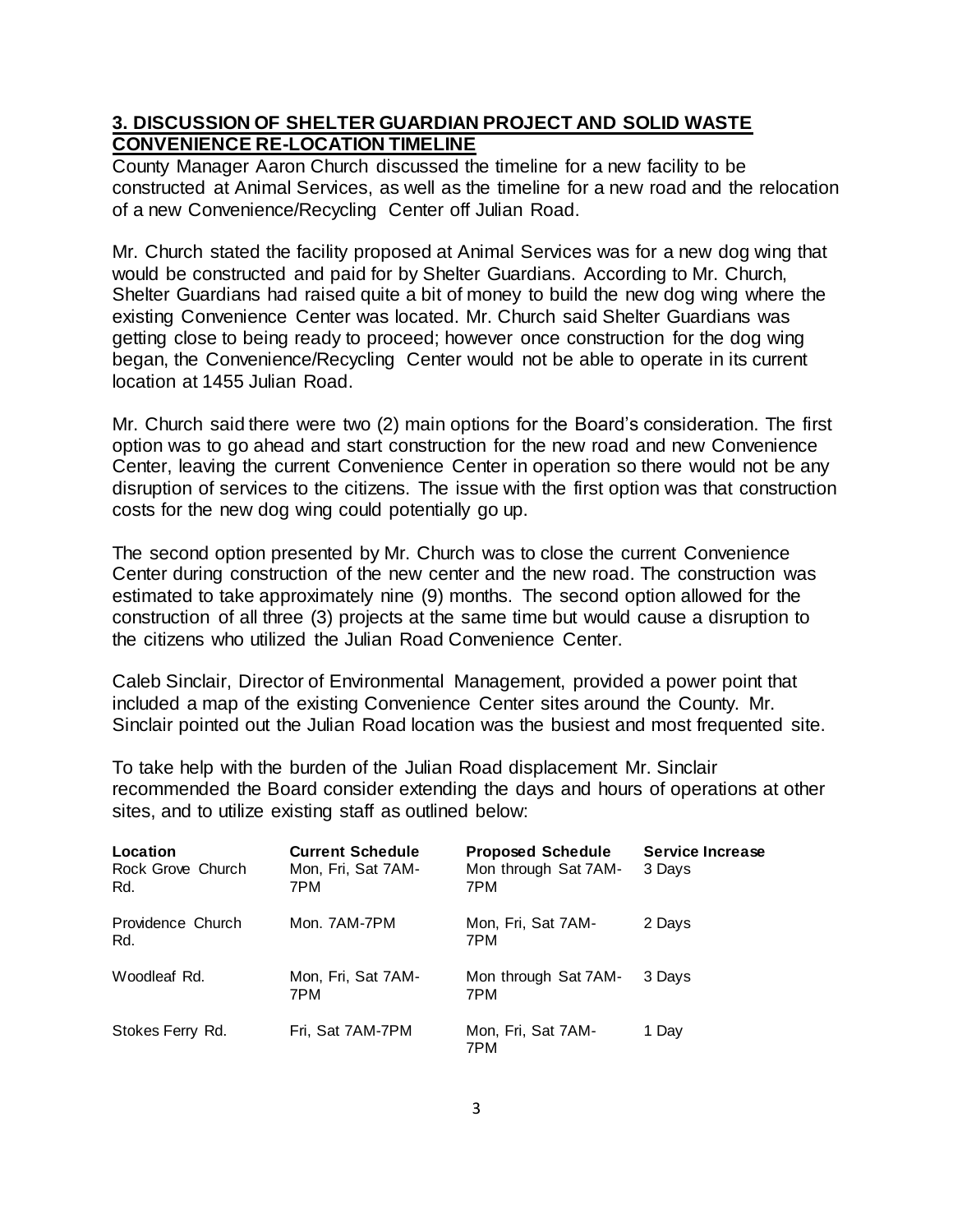## 3. DISCUSSION OF SHELTER GUARDIAN PROJECT AND SOLID WASTE CONVENIENCE RE-LOCATION TIMELINE

County Manager Aaron Church discussed the timeline for a new facility to be constructed at Animal Services, as well as the timeline for a new road and the relocation of a new Convenience/Recycling Center off Julian Road.

Mr. Church stated the facility proposed at Animal Services was for a new dog wing that would be constructed and paid for by Shelter Guardians. According to Mr. Church, Shelter Guardians had raised quite a bit of money to build the new dog wing where the existing Convenience Center was located. Mr. Church said Shelter Guardians was getting close to being ready to proceed; however once construction for the dog wing began, the Convenience/Recycling Center would not be able to operate in its current location at 1455 Julian Road.

Mr. Church said there were two (2) main options for the Board's consideration. The first option was to go ahead and start construction for the new road and new Convenience Center, leaving the current Convenience Center in operation so there would not be any disruption of services to the citizens. The issue with the first option was that construction costs for the new dog wing could potentially go up.

The second option presented by Mr. Church was to close the current Convenience Center during construction of the new center and the new road. The construction was estimated to take approximately nine (9) months. The second option allowed for the construction of all three (3) projects at the same time but would cause a disruption to the citizens who utilized the Julian Road Convenience Center.

Caleb Sinclair, Director of Environmental Management, provided a power point that included a map of the existing Convenience Center sites around the County. Mr. Sinclair pointed out the Julian Road location was the busiest and most frequented site.

To take help with the burden of the Julian Road displacement Mr. Sinclair recommended the Board consider extending the days and hours of operations at other sites, and to utilize existing staff as outlined below:

| Location | Current Schedule | Proposed Schedule | Service Increase |
|---|---|---|---|
| Rock Grove Church Rd. | Mon, Fri, Sat 7AM-7PM | Mon through Sat 7AM-7PM | 3 Days |
| Providence Church Rd. | Mon. 7AM-7PM | Mon, Fri, Sat 7AM-7PM | 2 Days |
| Woodleaf Rd. | Mon, Fri, Sat 7AM-7PM | Mon through Sat 7AM-7PM | 3 Days |
| Stokes Ferry Rd. | Fri, Sat 7AM-7PM | Mon, Fri, Sat 7AM-7PM | 1 Day |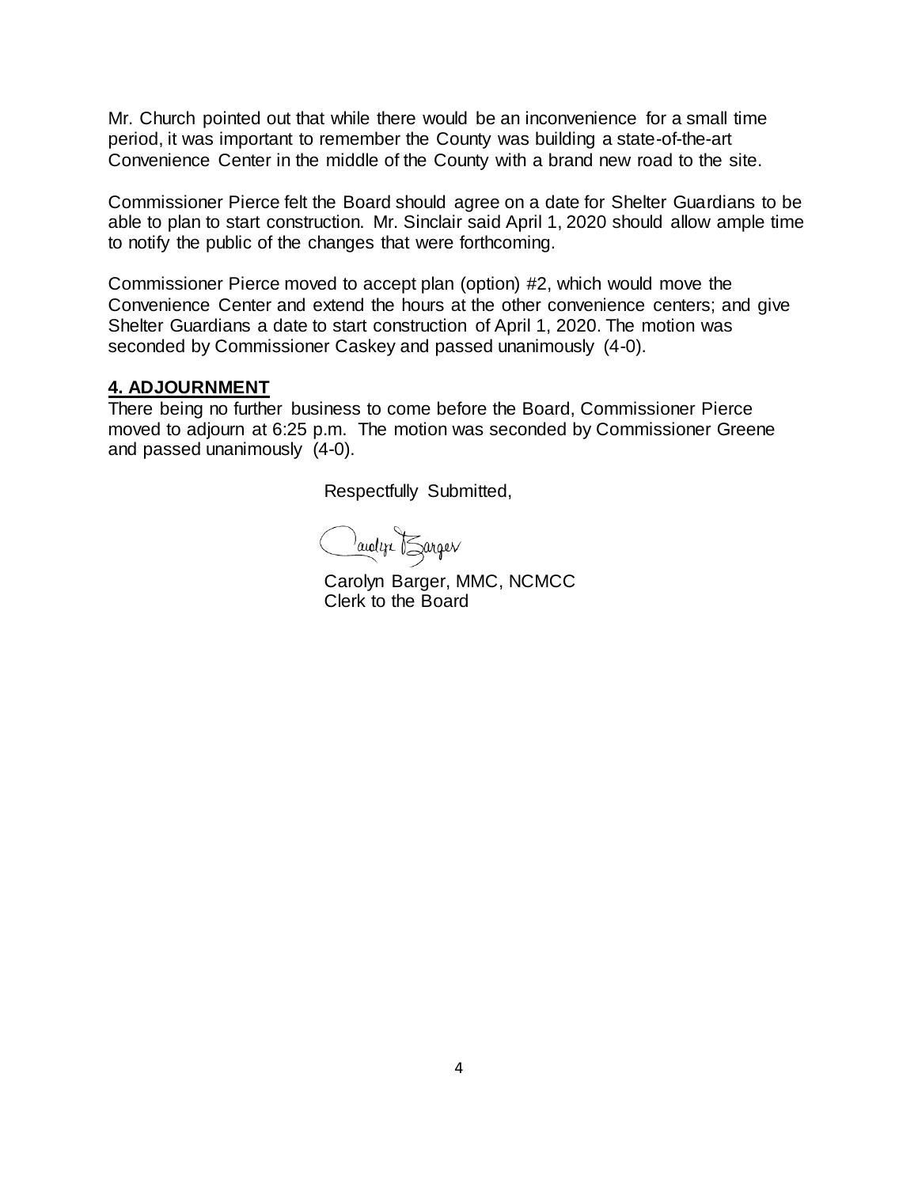Mr. Church pointed out that while there would be an inconvenience for a small time period, it was important to remember the County was building a state-of-the-art Convenience Center in the middle of the County with a brand new road to the site.

Commissioner Pierce felt the Board should agree on a date for Shelter Guardians to be able to plan to start construction. Mr. Sinclair said April 1, 2020 should allow ample time to notify the public of the changes that were forthcoming.

Commissioner Pierce moved to accept plan (option) #2, which would move the Convenience Center and extend the hours at the other convenience centers; and give Shelter Guardians a date to start construction of April 1, 2020. The motion was seconded by Commissioner Caskey and passed unanimously (4-0).

## 4. ADJOURNMENT

There being no further business to come before the Board, Commissioner Pierce moved to adjourn at 6:25 p.m. The motion was seconded by Commissioner Greene and passed unanimously (4-0).

Respectfully Submitted,

Carolyn Barger

Carolyn Barger, MMC, NCMCC
Clerk to the Board